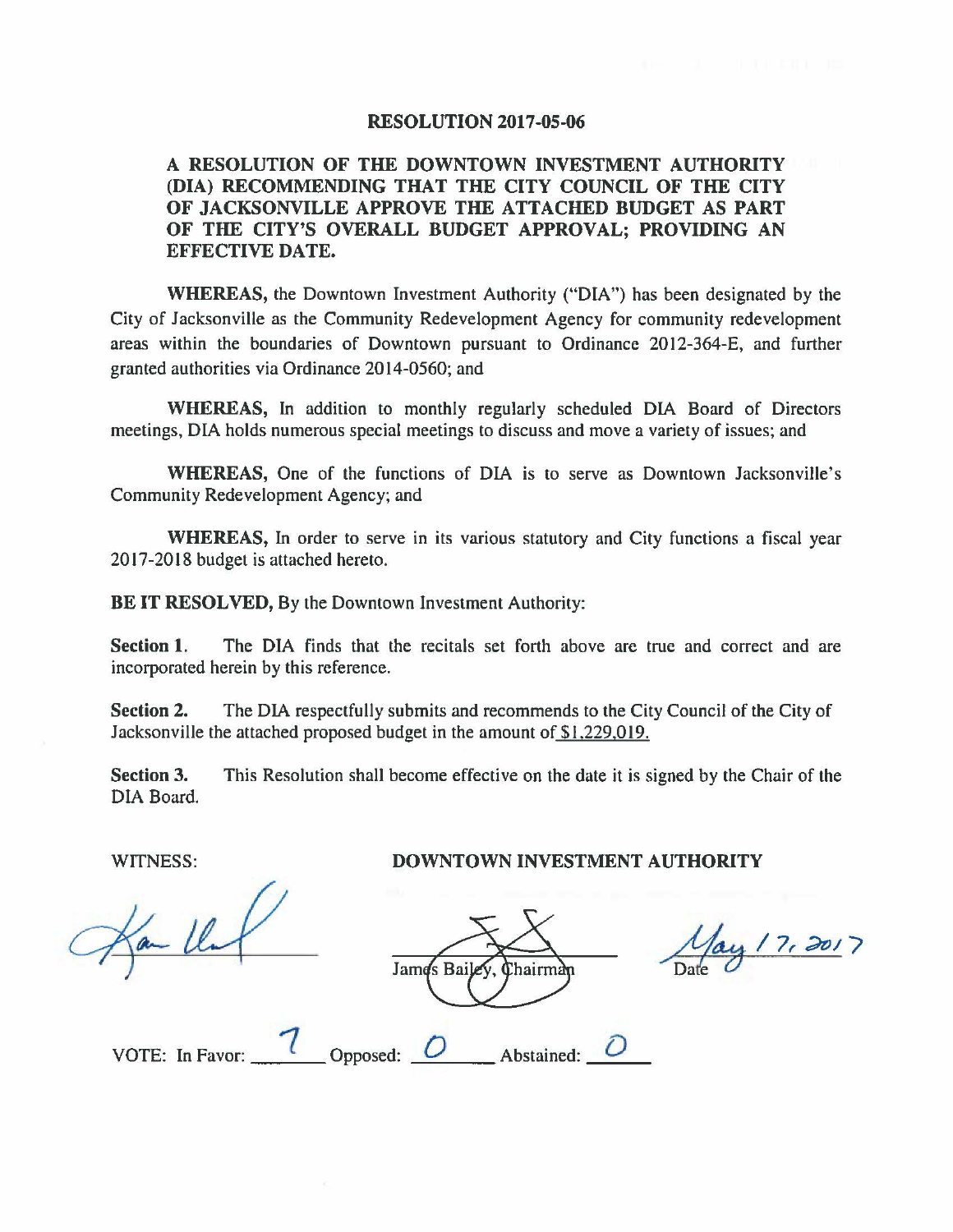# RESOLUTION 2017-05-06

**A RESOLUTION OF THE DOWNTOWN INVESTMENT AUTHORITY (DIA) RECOMMENDING THAT THE CITY COUNCIL OF THE CITY OF JACKSONVILLE APPROVE THE ATTACHED BUDGET AS PART OF THE CITY'S OVERALL BUDGET APPROVAL; PROVIDING AN EFFECTIVE DATE.**

**WHEREAS,** the Downtown Investment Authority ("DIA") has been designated by the City of Jacksonville as the Community Redevelopment Agency for community redevelopment areas within the boundaries of Downtown pursuant to Ordinance 2012-364-E, and further granted authorities via Ordinance 2014-0560; and

**WHEREAS,** In addition to monthly regularly scheduled DIA Board of Directors meetings, DIA holds numerous special meetings to discuss and move a variety of issues; and

**WHEREAS,** One of the functions of DIA is to serve as Downtown Jacksonville's Community Redevelopment Agency; and

**WHEREAS,** In order to serve in its various statutory and City functions a fiscal year 2017-2018 budget is attached hereto.

**BE IT RESOLVED,** By the Downtown Investment Authority:

**Section 1.** The DIA finds that the recitals set forth above are true and correct and are incorporated herein by this reference.

**Section 2.** The DIA respectfully submits and recommends to the City Council of the City of Jacksonville the attached proposed budget in the amount of $1,229,019.

**Section 3.** This Resolution shall become effective on the date it is signed by the Chair of the DIA Board.

WITNESS:

**DOWNTOWN INVESTMENT AUTHORITY**

James Bailey, Chairman

Date: May 17, 2017

VOTE: In Favor: 7 Opposed: 0 Abstained: 0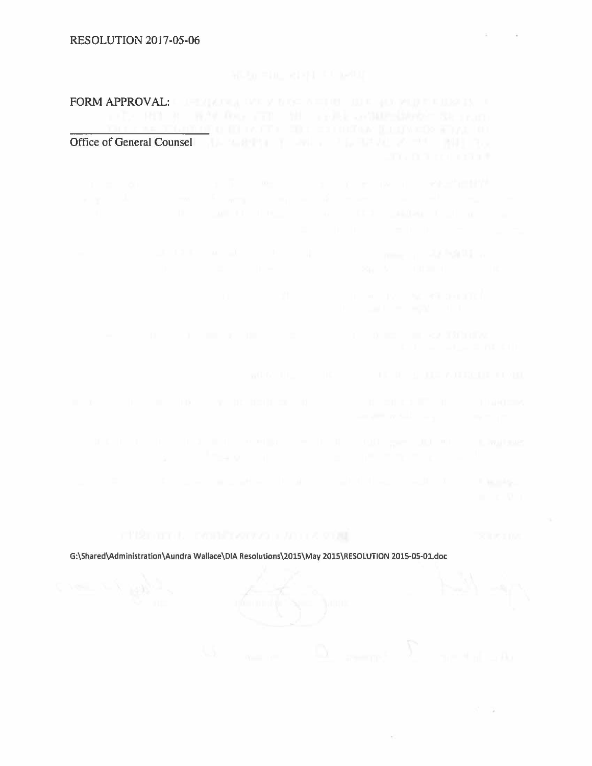RESOLUTION 2017-05-06

FORM APPROVAL:

\_\_\_\_\_\_\_\_\_\_\_\_\_\_\_\_\_\_\_\_\_\_\_\_

Office of General Counsel

G:\Shared\Administration\Aundra Wallace\DIA Resolutions\2015\May 2015\RESOLUTION 2015-05-01.doc